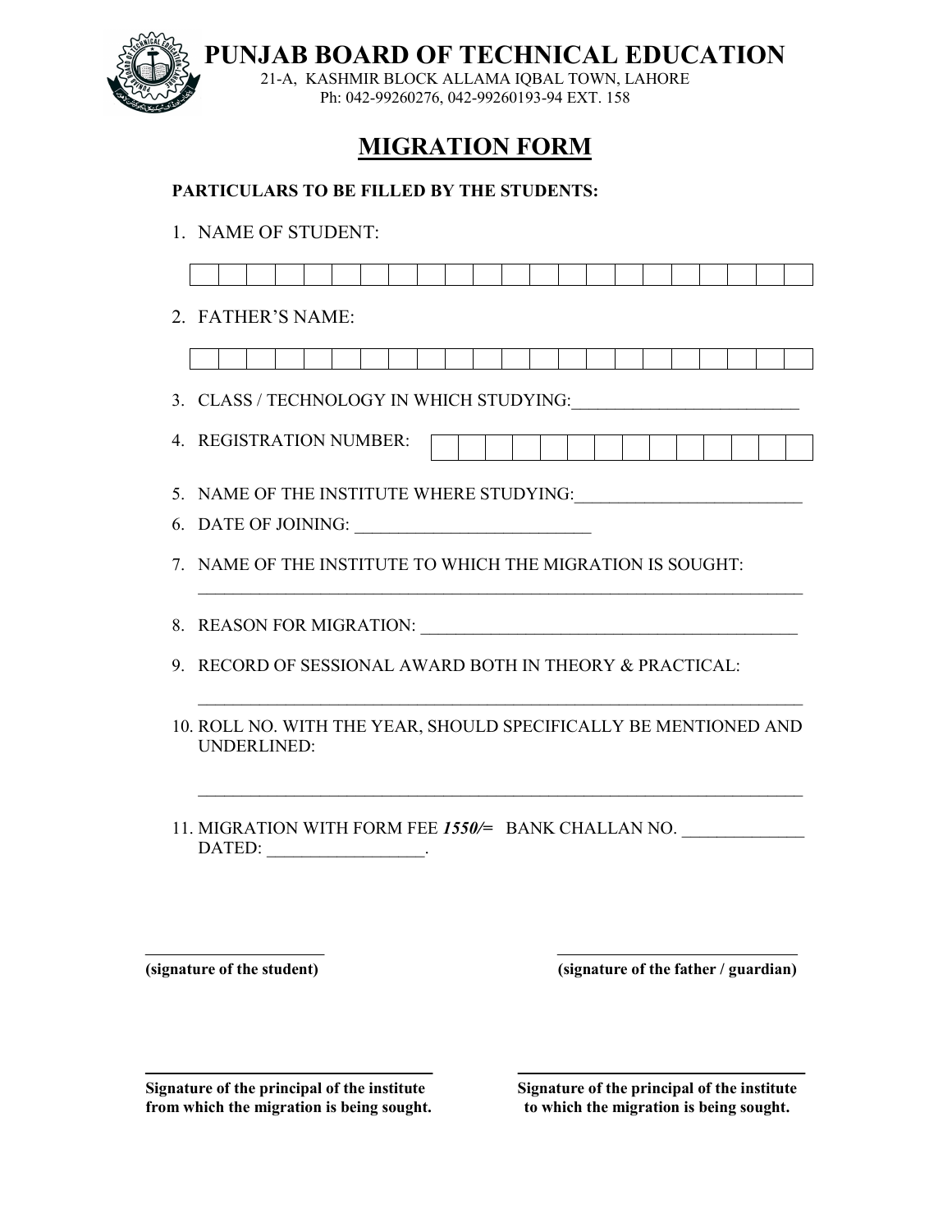# PUNJAB BOARD OF TECHNICAL EDUCATION

21-A, KASHMIR BLOCK ALLAMA IQBAL TOWN, LAHORE
Ph: 042-99260276, 042-99260193-94 EXT. 158

## MIGRATION FORM

**PARTICULARS TO BE FILLED BY THE STUDENTS:**

1. NAME OF STUDENT:

| | | | | | | | | | | | | | | | | | | | | | |
|---|---|---|---|---|---|---|---|---|---|---|---|---|---|---|---|---|---|---|---|---|---|

2. FATHER'S NAME:

| | | | | | | | | | | | | | | | | | | | | | |
|---|---|---|---|---|---|---|---|---|---|---|---|---|---|---|---|---|---|---|---|---|---|

3. CLASS / TECHNOLOGY IN WHICH STUDYING:__________________________

4. REGISTRATION NUMBER:

| | | | | | | | | | | | | | |
|---|---|---|---|---|---|---|---|---|---|---|---|---|---|

5. NAME OF THE INSTITUTE WHERE STUDYING:__________________________

6. DATE OF JOINING: ___________________________

7. NAME OF THE INSTITUTE TO WHICH THE MIGRATION IS SOUGHT:
________________________________________________________________________

8. REASON FOR MIGRATION: ___________________________________________

9. RECORD OF SESSIONAL AWARD BOTH IN THEORY & PRACTICAL:
________________________________________________________________________

10. ROLL NO. WITH THE YEAR, SHOULD SPECIFICALLY BE MENTIONED AND UNDERLINED:
________________________________________________________________________

11. MIGRATION WITH FORM FEE ***1550/=*** BANK CHALLAN NO. ______________ DATED: __________________.

______________________
**(signature of the student)**

______________________
**(signature of the father / guardian)**

______________________
**Signature of the principal of the institute from which the migration is being sought.**

______________________
**Signature of the principal of the institute to which the migration is being sought.**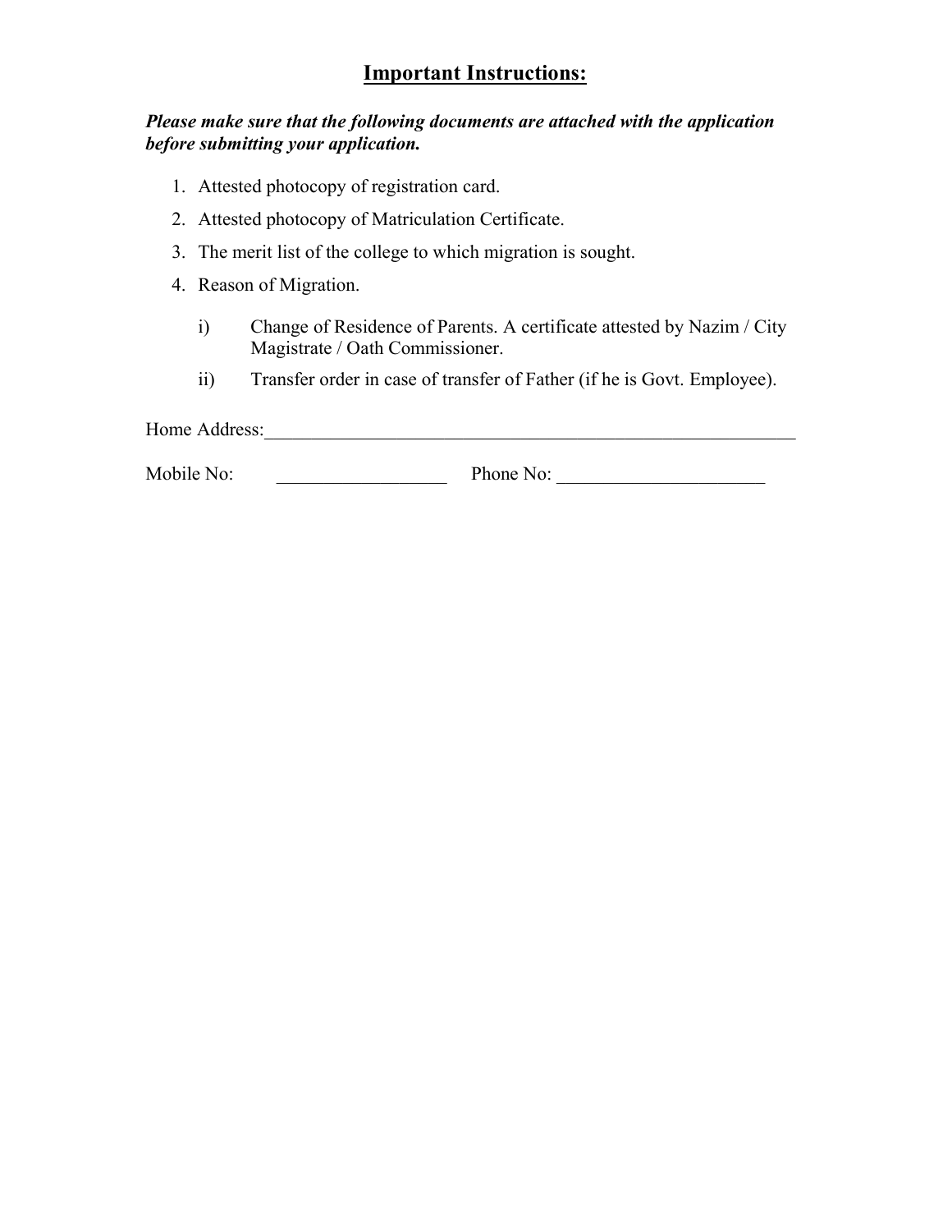## Important Instructions:

***Please make sure that the following documents are attached with the application before submitting your application.***

1. Attested photocopy of registration card.
2. Attested photocopy of Matriculation Certificate.
3. The merit list of the college to which migration is sought.
4. Reason of Migration.

   i) Change of Residence of Parents. A certificate attested by Nazim / City Magistrate / Oath Commissioner.

   ii) Transfer order in case of transfer of Father (if he is Govt. Employee).

Home Address:____________________________________________________________

Mobile No: __________________ Phone No: ______________________